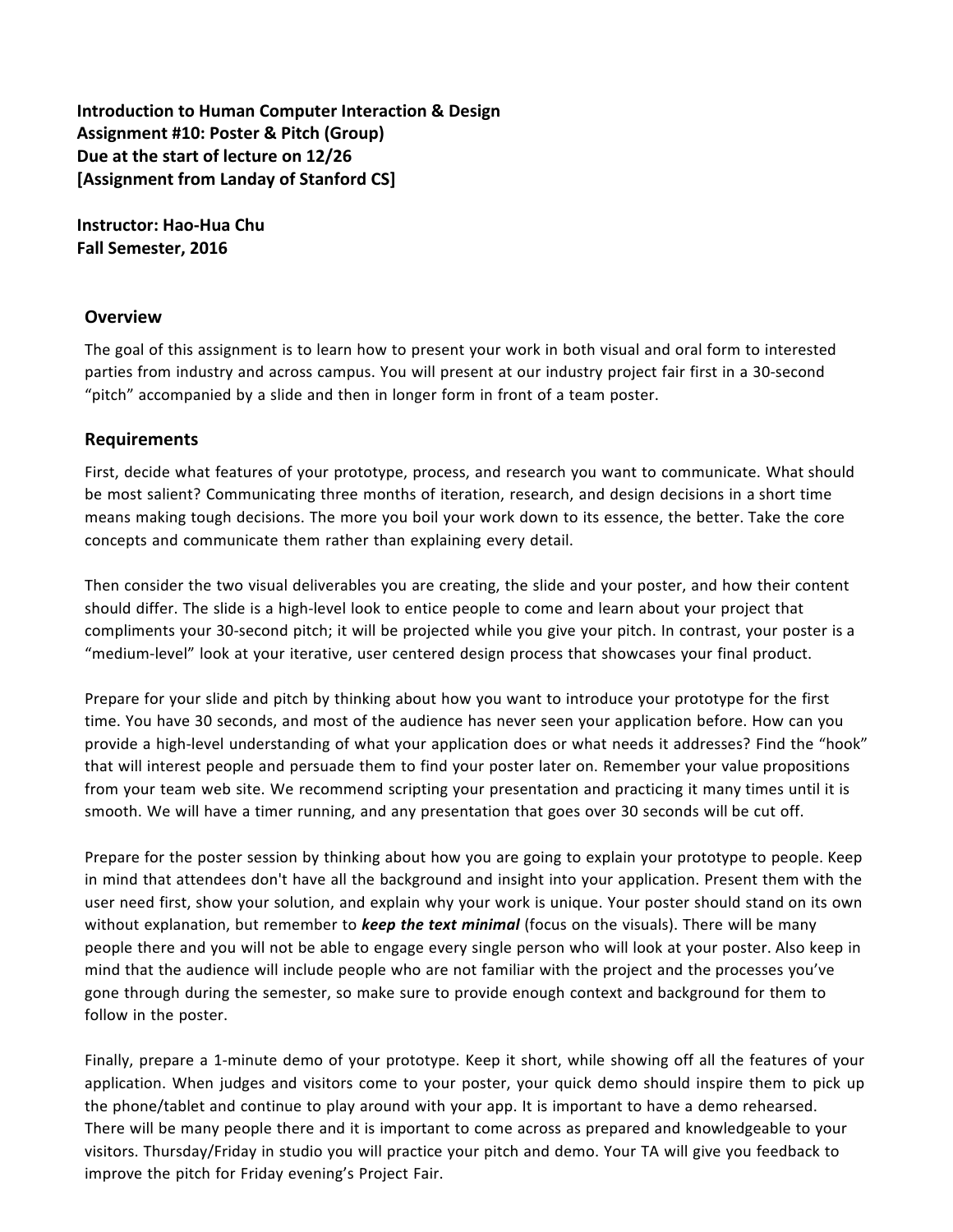**Introduction to Human Computer Interaction & Design**
**Assignment #10: Poster & Pitch (Group)**
**Due at the start of lecture on 12/26**
**[Assignment from Landay of Stanford CS]**

**Instructor: Hao-Hua Chu**
**Fall Semester, 2016**

## Overview

The goal of this assignment is to learn how to present your work in both visual and oral form to interested parties from industry and across campus. You will present at our industry project fair first in a 30-second "pitch" accompanied by a slide and then in longer form in front of a team poster.

## Requirements

First, decide what features of your prototype, process, and research you want to communicate. What should be most salient? Communicating three months of iteration, research, and design decisions in a short time means making tough decisions. The more you boil your work down to its essence, the better. Take the core concepts and communicate them rather than explaining every detail.

Then consider the two visual deliverables you are creating, the slide and your poster, and how their content should differ. The slide is a high-level look to entice people to come and learn about your project that compliments your 30-second pitch; it will be projected while you give your pitch. In contrast, your poster is a "medium-level" look at your iterative, user centered design process that showcases your final product.

Prepare for your slide and pitch by thinking about how you want to introduce your prototype for the first time. You have 30 seconds, and most of the audience has never seen your application before. How can you provide a high-level understanding of what your application does or what needs it addresses? Find the "hook" that will interest people and persuade them to find your poster later on. Remember your value propositions from your team web site. We recommend scripting your presentation and practicing it many times until it is smooth. We will have a timer running, and any presentation that goes over 30 seconds will be cut off.

Prepare for the poster session by thinking about how you are going to explain your prototype to people. Keep in mind that attendees don't have all the background and insight into your application. Present them with the user need first, show your solution, and explain why your work is unique. Your poster should stand on its own without explanation, but remember to ***keep the text minimal*** (focus on the visuals). There will be many people there and you will not be able to engage every single person who will look at your poster. Also keep in mind that the audience will include people who are not familiar with the project and the processes you've gone through during the semester, so make sure to provide enough context and background for them to follow in the poster.

Finally, prepare a 1-minute demo of your prototype. Keep it short, while showing off all the features of your application. When judges and visitors come to your poster, your quick demo should inspire them to pick up the phone/tablet and continue to play around with your app. It is important to have a demo rehearsed. There will be many people there and it is important to come across as prepared and knowledgeable to your visitors. Thursday/Friday in studio you will practice your pitch and demo. Your TA will give you feedback to improve the pitch for Friday evening's Project Fair.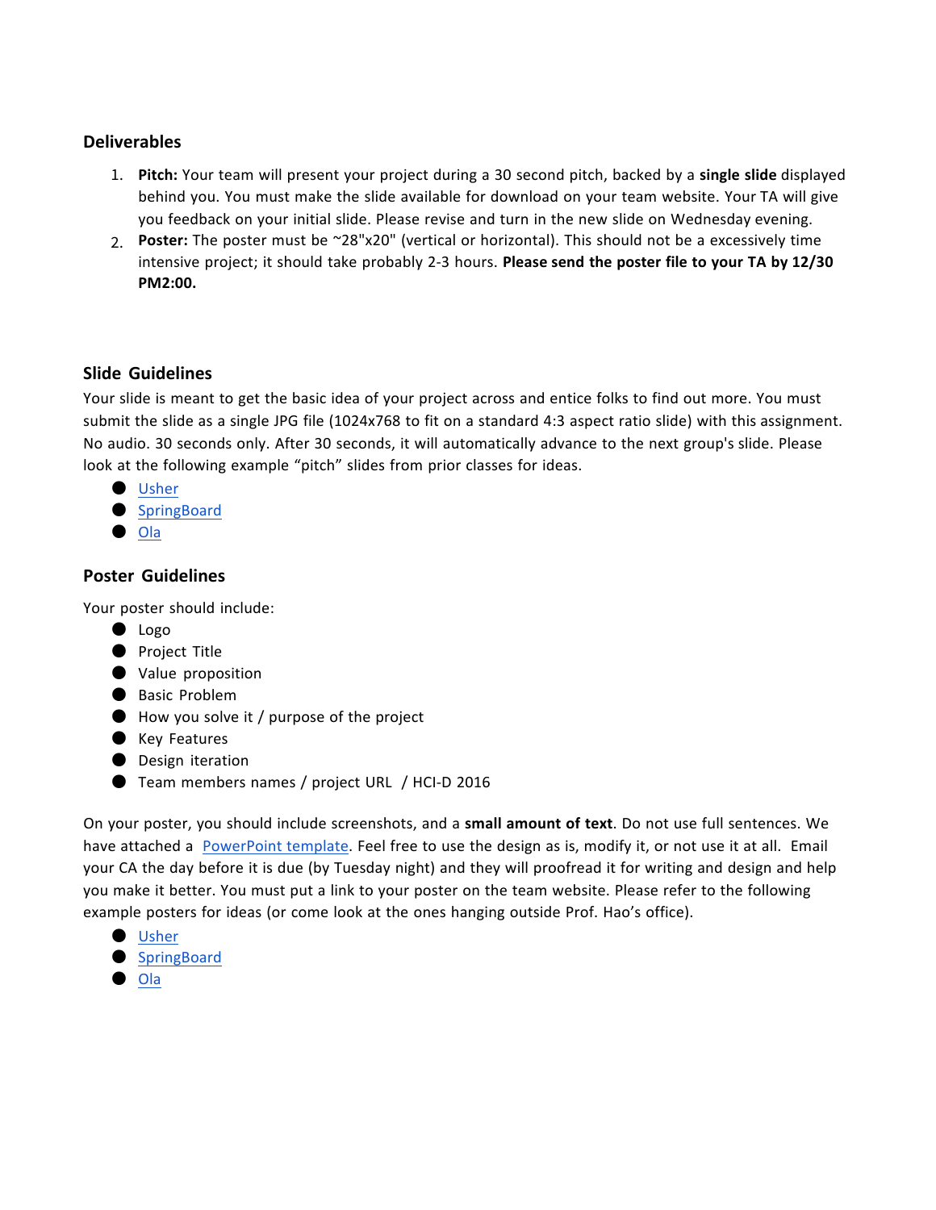### Deliverables

1. **Pitch:** Your team will present your project during a 30 second pitch, backed by a **single slide** displayed behind you. You must make the slide available for download on your team website. Your TA will give you feedback on your initial slide. Please revise and turn in the new slide on Wednesday evening.
2. **Poster:** The poster must be ~28"x20" (vertical or horizontal). This should not be a excessively time intensive project; it should take probably 2-3 hours. **Please send the poster file to your TA by 12/30 PM2:00.**

### Slide Guidelines

Your slide is meant to get the basic idea of your project across and entice folks to find out more. You must submit the slide as a single JPG file (1024x768 to fit on a standard 4:3 aspect ratio slide) with this assignment. No audio. 30 seconds only. After 30 seconds, it will automatically advance to the next group's slide. Please look at the following example "pitch" slides from prior classes for ideas.

- Usher
- SpringBoard
- Ola

### Poster Guidelines

Your poster should include:

- Logo
- Project Title
- Value proposition
- Basic Problem
- How you solve it / purpose of the project
- Key Features
- Design iteration
- Team members names / project URL / HCI-D 2016

On your poster, you should include screenshots, and a **small amount of text**. Do not use full sentences. We have attached a PowerPoint template. Feel free to use the design as is, modify it, or not use it at all. Email your CA the day before it is due (by Tuesday night) and they will proofread it for writing and design and help you make it better. You must put a link to your poster on the team website. Please refer to the following example posters for ideas (or come look at the ones hanging outside Prof. Hao's office).

- Usher
- SpringBoard
- Ola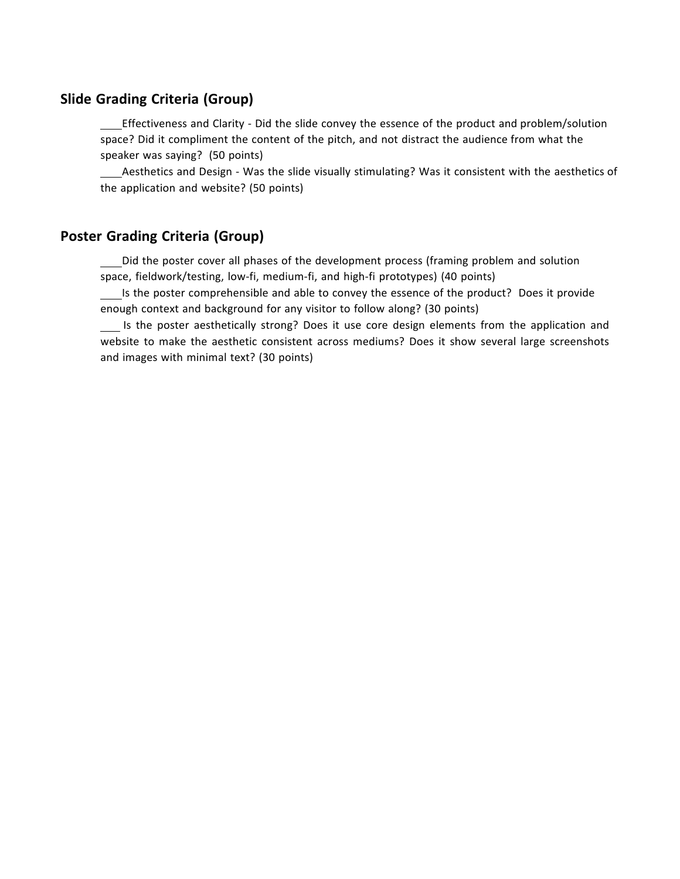### Slide Grading Criteria (Group)

____Effectiveness and Clarity - Did the slide convey the essence of the product and problem/solution space? Did it compliment the content of the pitch, and not distract the audience from what the speaker was saying? (50 points)

____Aesthetics and Design - Was the slide visually stimulating? Was it consistent with the aesthetics of the application and website? (50 points)

### Poster Grading Criteria (Group)

____Did the poster cover all phases of the development process (framing problem and solution space, fieldwork/testing, low-fi, medium-fi, and high-fi prototypes) (40 points)

____Is the poster comprehensible and able to convey the essence of the product? Does it provide enough context and background for any visitor to follow along? (30 points)

____ Is the poster aesthetically strong? Does it use core design elements from the application and website to make the aesthetic consistent across mediums? Does it show several large screenshots and images with minimal text? (30 points)